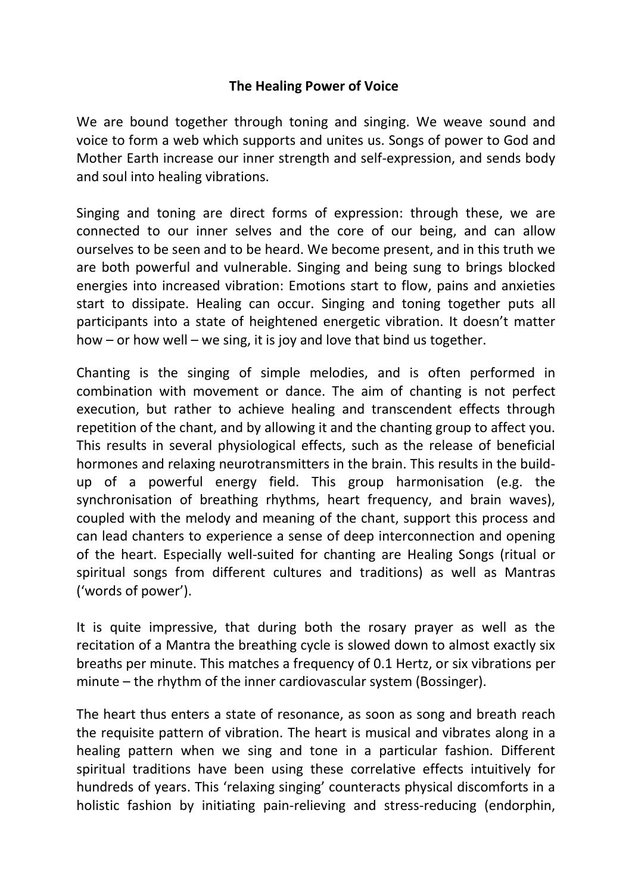**The Healing Power of Voice**

We are bound together through toning and singing. We weave sound and voice to form a web which supports and unites us. Songs of power to God and Mother Earth increase our inner strength and self-expression, and sends body and soul into healing vibrations.

Singing and toning are direct forms of expression: through these, we are connected to our inner selves and the core of our being, and can allow ourselves to be seen and to be heard. We become present, and in this truth we are both powerful and vulnerable. Singing and being sung to brings blocked energies into increased vibration: Emotions start to flow, pains and anxieties start to dissipate. Healing can occur. Singing and toning together puts all participants into a state of heightened energetic vibration. It doesn't matter how – or how well – we sing, it is joy and love that bind us together.

Chanting is the singing of simple melodies, and is often performed in combination with movement or dance. The aim of chanting is not perfect execution, but rather to achieve healing and transcendent effects through repetition of the chant, and by allowing it and the chanting group to affect you. This results in several physiological effects, such as the release of beneficial hormones and relaxing neurotransmitters in the brain. This results in the build-up of a powerful energy field. This group harmonisation (e.g. the synchronisation of breathing rhythms, heart frequency, and brain waves), coupled with the melody and meaning of the chant, support this process and can lead chanters to experience a sense of deep interconnection and opening of the heart. Especially well-suited for chanting are Healing Songs (ritual or spiritual songs from different cultures and traditions) as well as Mantras ('words of power').

It is quite impressive, that during both the rosary prayer as well as the recitation of a Mantra the breathing cycle is slowed down to almost exactly six breaths per minute. This matches a frequency of 0.1 Hertz, or six vibrations per minute – the rhythm of the inner cardiovascular system (Bossinger).

The heart thus enters a state of resonance, as soon as song and breath reach the requisite pattern of vibration. The heart is musical and vibrates along in a healing pattern when we sing and tone in a particular fashion. Different spiritual traditions have been using these correlative effects intuitively for hundreds of years. This 'relaxing singing' counteracts physical discomforts in a holistic fashion by initiating pain-relieving and stress-reducing (endorphin,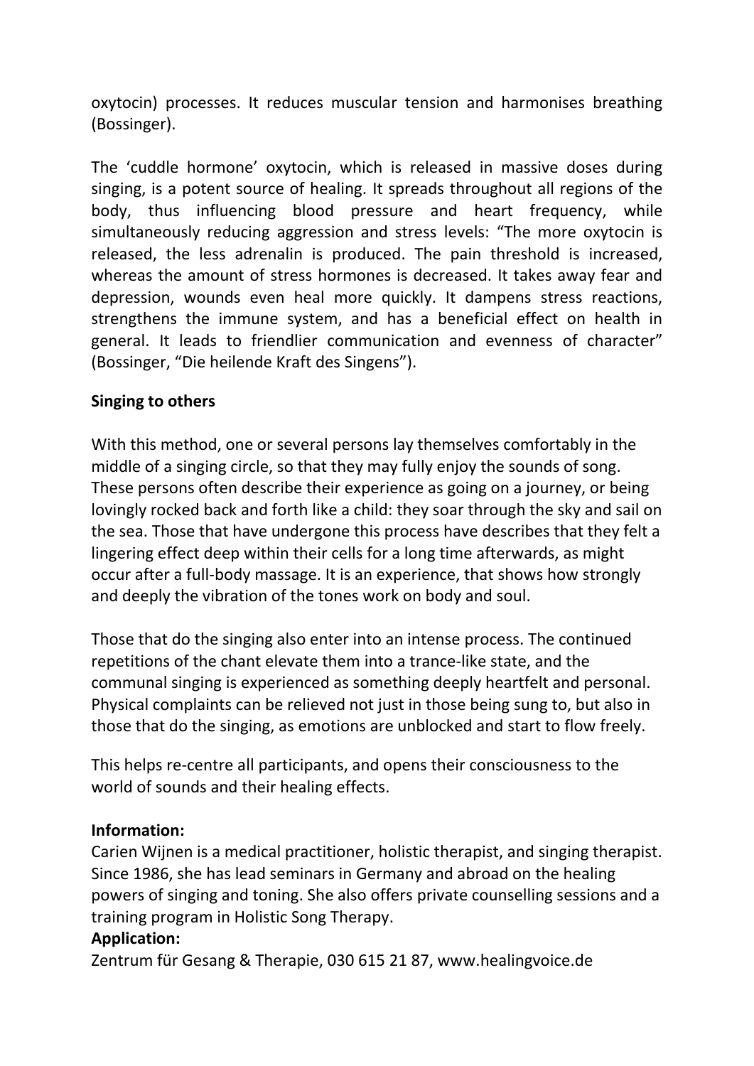oxytocin) processes. It reduces muscular tension and harmonises breathing (Bossinger).

The 'cuddle hormone' oxytocin, which is released in massive doses during singing, is a potent source of healing. It spreads throughout all regions of the body, thus influencing blood pressure and heart frequency, while simultaneously reducing aggression and stress levels: "The more oxytocin is released, the less adrenalin is produced. The pain threshold is increased, whereas the amount of stress hormones is decreased. It takes away fear and depression, wounds even heal more quickly. It dampens stress reactions, strengthens the immune system, and has a beneficial effect on health in general. It leads to friendlier communication and evenness of character" (Bossinger, "Die heilende Kraft des Singens").

**Singing to others**

With this method, one or several persons lay themselves comfortably in the middle of a singing circle, so that they may fully enjoy the sounds of song. These persons often describe their experience as going on a journey, or being lovingly rocked back and forth like a child: they soar through the sky and sail on the sea. Those that have undergone this process have describes that they felt a lingering effect deep within their cells for a long time afterwards, as might occur after a full-body massage. It is an experience, that shows how strongly and deeply the vibration of the tones work on body and soul.

Those that do the singing also enter into an intense process. The continued repetitions of the chant elevate them into a trance-like state, and the communal singing is experienced as something deeply heartfelt and personal. Physical complaints can be relieved not just in those being sung to, but also in those that do the singing, as emotions are unblocked and start to flow freely.

This helps re-centre all participants, and opens their consciousness to the world of sounds and their healing effects.

**Information:**
Carien Wijnen is a medical practitioner, holistic therapist, and singing therapist. Since 1986, she has lead seminars in Germany and abroad on the healing powers of singing and toning. She also offers private counselling sessions and a training program in Holistic Song Therapy.
**Application:**
Zentrum für Gesang & Therapie, 030 615 21 87, www.healingvoice.de